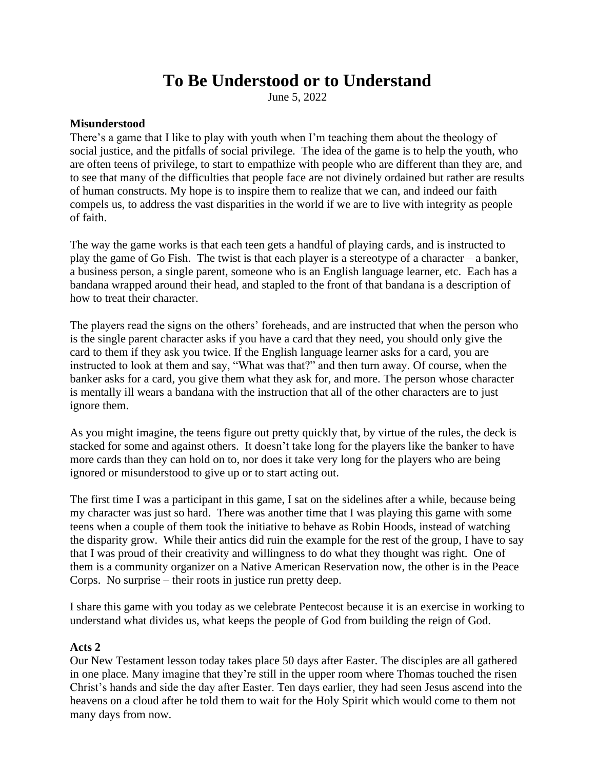# To Be Understood or to Understand

June 5, 2022

**Misunderstood**

There's a game that I like to play with youth when I'm teaching them about the theology of social justice, and the pitfalls of social privilege. The idea of the game is to help the youth, who are often teens of privilege, to start to empathize with people who are different than they are, and to see that many of the difficulties that people face are not divinely ordained but rather are results of human constructs. My hope is to inspire them to realize that we can, and indeed our faith compels us, to address the vast disparities in the world if we are to live with integrity as people of faith.

The way the game works is that each teen gets a handful of playing cards, and is instructed to play the game of Go Fish. The twist is that each player is a stereotype of a character – a banker, a business person, a single parent, someone who is an English language learner, etc. Each has a bandana wrapped around their head, and stapled to the front of that bandana is a description of how to treat their character.

The players read the signs on the others' foreheads, and are instructed that when the person who is the single parent character asks if you have a card that they need, you should only give the card to them if they ask you twice. If the English language learner asks for a card, you are instructed to look at them and say, "What was that?" and then turn away. Of course, when the banker asks for a card, you give them what they ask for, and more. The person whose character is mentally ill wears a bandana with the instruction that all of the other characters are to just ignore them.

As you might imagine, the teens figure out pretty quickly that, by virtue of the rules, the deck is stacked for some and against others. It doesn't take long for the players like the banker to have more cards than they can hold on to, nor does it take very long for the players who are being ignored or misunderstood to give up or to start acting out.

The first time I was a participant in this game, I sat on the sidelines after a while, because being my character was just so hard. There was another time that I was playing this game with some teens when a couple of them took the initiative to behave as Robin Hoods, instead of watching the disparity grow. While their antics did ruin the example for the rest of the group, I have to say that I was proud of their creativity and willingness to do what they thought was right. One of them is a community organizer on a Native American Reservation now, the other is in the Peace Corps. No surprise – their roots in justice run pretty deep.

I share this game with you today as we celebrate Pentecost because it is an exercise in working to understand what divides us, what keeps the people of God from building the reign of God.

**Acts 2**

Our New Testament lesson today takes place 50 days after Easter. The disciples are all gathered in one place. Many imagine that they're still in the upper room where Thomas touched the risen Christ's hands and side the day after Easter. Ten days earlier, they had seen Jesus ascend into the heavens on a cloud after he told them to wait for the Holy Spirit which would come to them not many days from now.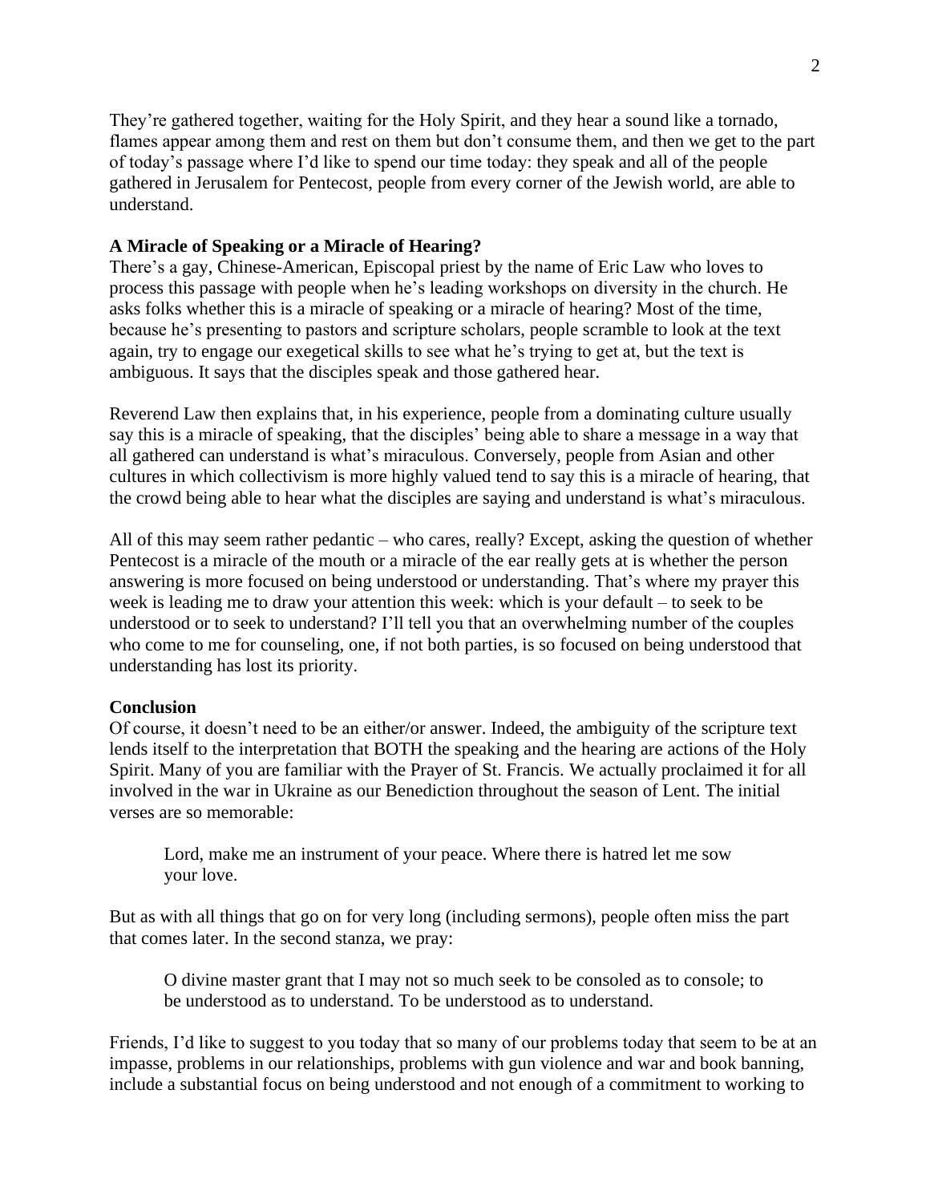They're gathered together, waiting for the Holy Spirit, and they hear a sound like a tornado, flames appear among them and rest on them but don't consume them, and then we get to the part of today's passage where I'd like to spend our time today: they speak and all of the people gathered in Jerusalem for Pentecost, people from every corner of the Jewish world, are able to understand.

**A Miracle of Speaking or a Miracle of Hearing?**

There's a gay, Chinese-American, Episcopal priest by the name of Eric Law who loves to process this passage with people when he's leading workshops on diversity in the church. He asks folks whether this is a miracle of speaking or a miracle of hearing? Most of the time, because he's presenting to pastors and scripture scholars, people scramble to look at the text again, try to engage our exegetical skills to see what he's trying to get at, but the text is ambiguous. It says that the disciples speak and those gathered hear.

Reverend Law then explains that, in his experience, people from a dominating culture usually say this is a miracle of speaking, that the disciples' being able to share a message in a way that all gathered can understand is what's miraculous. Conversely, people from Asian and other cultures in which collectivism is more highly valued tend to say this is a miracle of hearing, that the crowd being able to hear what the disciples are saying and understand is what's miraculous.

All of this may seem rather pedantic – who cares, really? Except, asking the question of whether Pentecost is a miracle of the mouth or a miracle of the ear really gets at is whether the person answering is more focused on being understood or understanding. That's where my prayer this week is leading me to draw your attention this week: which is your default – to seek to be understood or to seek to understand? I'll tell you that an overwhelming number of the couples who come to me for counseling, one, if not both parties, is so focused on being understood that understanding has lost its priority.

**Conclusion**

Of course, it doesn't need to be an either/or answer. Indeed, the ambiguity of the scripture text lends itself to the interpretation that BOTH the speaking and the hearing are actions of the Holy Spirit. Many of you are familiar with the Prayer of St. Francis. We actually proclaimed it for all involved in the war in Ukraine as our Benediction throughout the season of Lent. The initial verses are so memorable:

> Lord, make me an instrument of your peace. Where there is hatred let me sow your love.

But as with all things that go on for very long (including sermons), people often miss the part that comes later. In the second stanza, we pray:

> O divine master grant that I may not so much seek to be consoled as to console; to be understood as to understand. To be understood as to understand.

Friends, I'd like to suggest to you today that so many of our problems today that seem to be at an impasse, problems in our relationships, problems with gun violence and war and book banning, include a substantial focus on being understood and not enough of a commitment to working to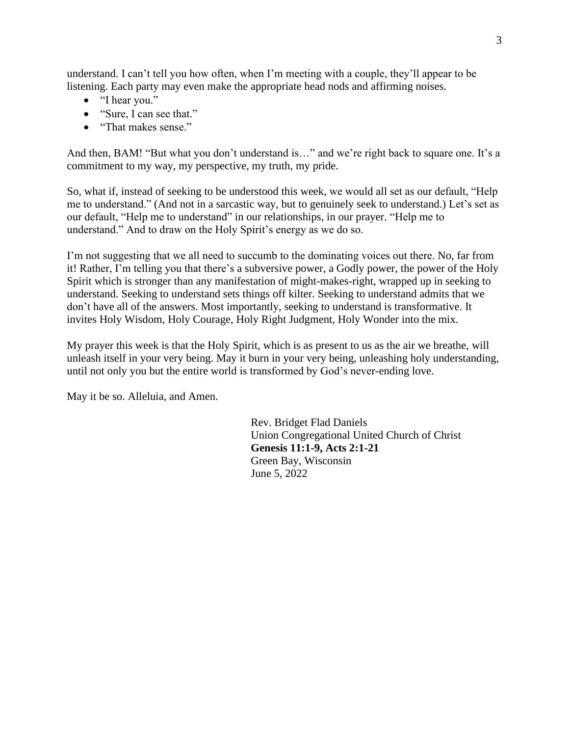understand. I can't tell you how often, when I'm meeting with a couple, they'll appear to be listening. Each party may even make the appropriate head nods and affirming noises.

- "I hear you."
- "Sure, I can see that."
- "That makes sense."

And then, BAM! "But what you don't understand is…" and we're right back to square one. It's a commitment to my way, my perspective, my truth, my pride.

So, what if, instead of seeking to be understood this week, we would all set as our default, "Help me to understand." (And not in a sarcastic way, but to genuinely seek to understand.) Let's set as our default, "Help me to understand" in our relationships, in our prayer. "Help me to understand." And to draw on the Holy Spirit's energy as we do so.

I'm not suggesting that we all need to succumb to the dominating voices out there. No, far from it! Rather, I'm telling you that there's a subversive power, a Godly power, the power of the Holy Spirit which is stronger than any manifestation of might-makes-right, wrapped up in seeking to understand. Seeking to understand sets things off kilter. Seeking to understand admits that we don't have all of the answers. Most importantly, seeking to understand is transformative. It invites Holy Wisdom, Holy Courage, Holy Right Judgment, Holy Wonder into the mix.

My prayer this week is that the Holy Spirit, which is as present to us as the air we breathe, will unleash itself in your very being. May it burn in your very being, unleashing holy understanding, until not only you but the entire world is transformed by God's never-ending love.

May it be so. Alleluia, and Amen.

Rev. Bridget Flad Daniels  
Union Congregational United Church of Christ  
**Genesis 11:1-9, Acts 2:1-21**  
Green Bay, Wisconsin  
June 5, 2022